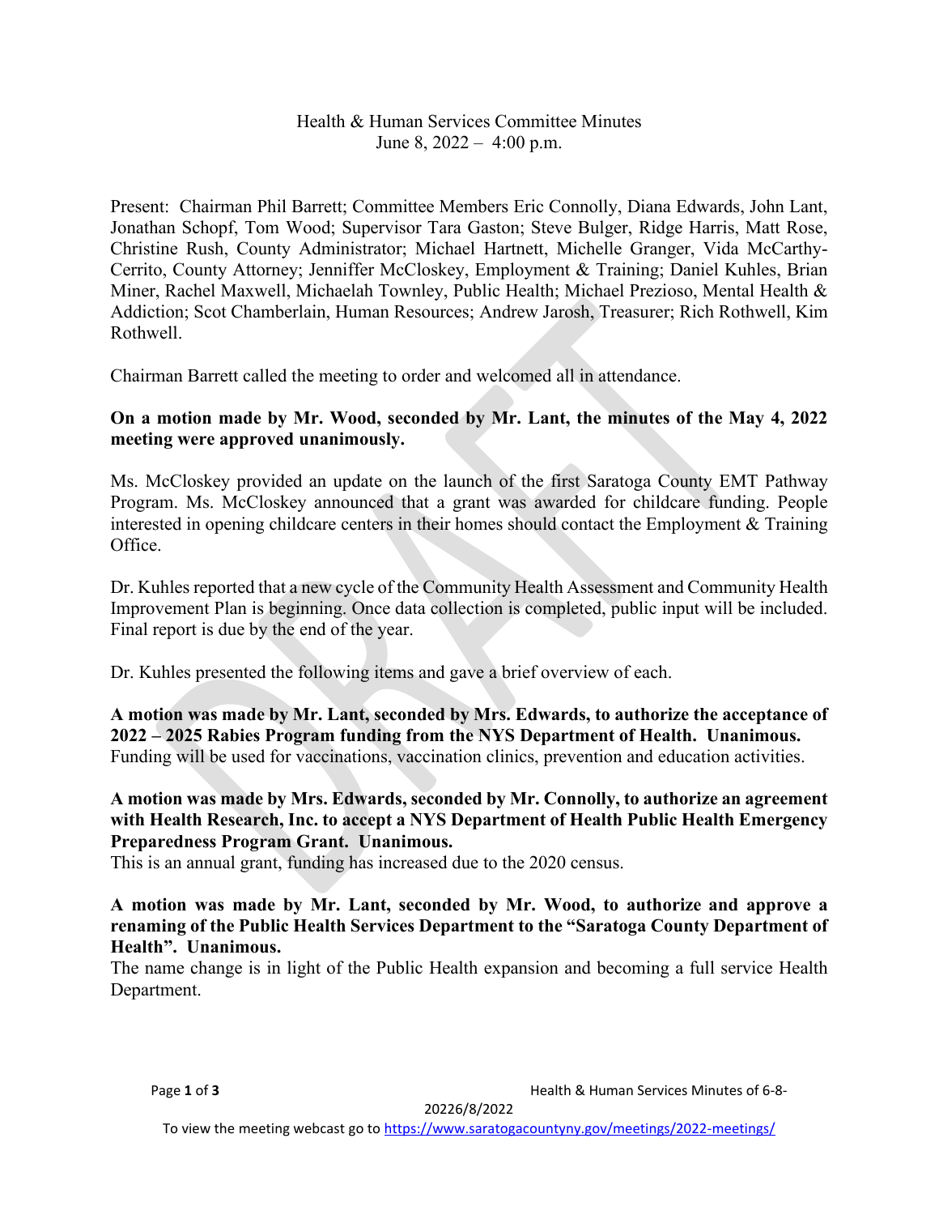Health & Human Services Committee Minutes
June 8, 2022 – 4:00 p.m.

Present: Chairman Phil Barrett; Committee Members Eric Connolly, Diana Edwards, John Lant, Jonathan Schopf, Tom Wood; Supervisor Tara Gaston; Steve Bulger, Ridge Harris, Matt Rose, Christine Rush, County Administrator; Michael Hartnett, Michelle Granger, Vida McCarthy-Cerrito, County Attorney; Jenniffer McCloskey, Employment & Training; Daniel Kuhles, Brian Miner, Rachel Maxwell, Michaelah Townley, Public Health; Michael Prezioso, Mental Health & Addiction; Scot Chamberlain, Human Resources; Andrew Jarosh, Treasurer; Rich Rothwell, Kim Rothwell.

Chairman Barrett called the meeting to order and welcomed all in attendance.

**On a motion made by Mr. Wood, seconded by Mr. Lant, the minutes of the May 4, 2022 meeting were approved unanimously.**

Ms. McCloskey provided an update on the launch of the first Saratoga County EMT Pathway Program. Ms. McCloskey announced that a grant was awarded for childcare funding. People interested in opening childcare centers in their homes should contact the Employment & Training Office.

Dr. Kuhles reported that a new cycle of the Community Health Assessment and Community Health Improvement Plan is beginning. Once data collection is completed, public input will be included. Final report is due by the end of the year.

Dr. Kuhles presented the following items and gave a brief overview of each.

**A motion was made by Mr. Lant, seconded by Mrs. Edwards, to authorize the acceptance of 2022 – 2025 Rabies Program funding from the NYS Department of Health. Unanimous.**
Funding will be used for vaccinations, vaccination clinics, prevention and education activities.

**A motion was made by Mrs. Edwards, seconded by Mr. Connolly, to authorize an agreement with Health Research, Inc. to accept a NYS Department of Health Public Health Emergency Preparedness Program Grant. Unanimous.**
This is an annual grant, funding has increased due to the 2020 census.

**A motion was made by Mr. Lant, seconded by Mr. Wood, to authorize and approve a renaming of the Public Health Services Department to the "Saratoga County Department of Health". Unanimous.**
The name change is in light of the Public Health expansion and becoming a full service Health Department.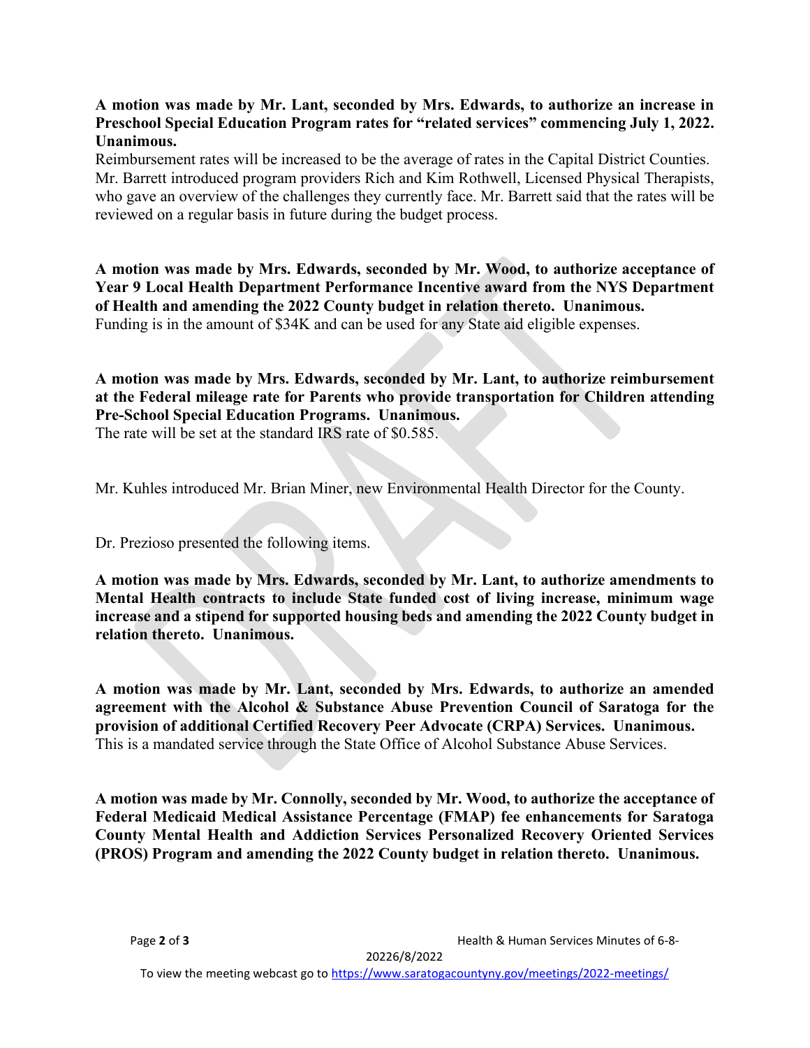**A motion was made by Mr. Lant, seconded by Mrs. Edwards, to authorize an increase in Preschool Special Education Program rates for "related services" commencing July 1, 2022. Unanimous.**

Reimbursement rates will be increased to be the average of rates in the Capital District Counties. Mr. Barrett introduced program providers Rich and Kim Rothwell, Licensed Physical Therapists, who gave an overview of the challenges they currently face. Mr. Barrett said that the rates will be reviewed on a regular basis in future during the budget process.

**A motion was made by Mrs. Edwards, seconded by Mr. Wood, to authorize acceptance of Year 9 Local Health Department Performance Incentive award from the NYS Department of Health and amending the 2022 County budget in relation thereto. Unanimous.**

Funding is in the amount of $34K and can be used for any State aid eligible expenses.

**A motion was made by Mrs. Edwards, seconded by Mr. Lant, to authorize reimbursement at the Federal mileage rate for Parents who provide transportation for Children attending Pre-School Special Education Programs. Unanimous.**

The rate will be set at the standard IRS rate of $0.585.

Mr. Kuhles introduced Mr. Brian Miner, new Environmental Health Director for the County.

Dr. Prezioso presented the following items.

**A motion was made by Mrs. Edwards, seconded by Mr. Lant, to authorize amendments to Mental Health contracts to include State funded cost of living increase, minimum wage increase and a stipend for supported housing beds and amending the 2022 County budget in relation thereto. Unanimous.**

**A motion was made by Mr. Lant, seconded by Mrs. Edwards, to authorize an amended agreement with the Alcohol & Substance Abuse Prevention Council of Saratoga for the provision of additional Certified Recovery Peer Advocate (CRPA) Services. Unanimous.**

This is a mandated service through the State Office of Alcohol Substance Abuse Services.

**A motion was made by Mr. Connolly, seconded by Mr. Wood, to authorize the acceptance of Federal Medicaid Medical Assistance Percentage (FMAP) fee enhancements for Saratoga County Mental Health and Addiction Services Personalized Recovery Oriented Services (PROS) Program and amending the 2022 County budget in relation thereto. Unanimous.**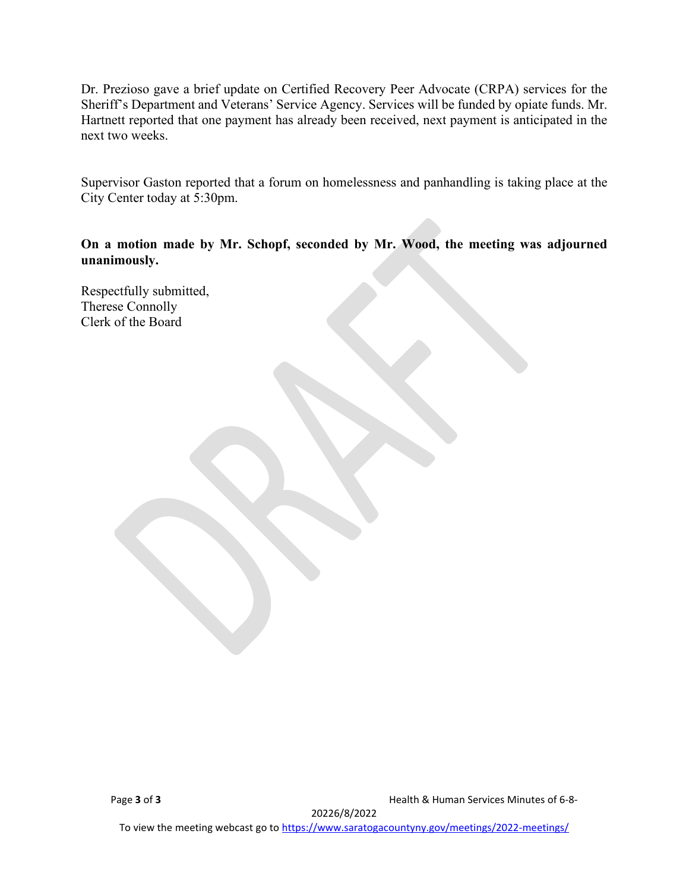Dr. Prezioso gave a brief update on Certified Recovery Peer Advocate (CRPA) services for the Sheriff's Department and Veterans' Service Agency. Services will be funded by opiate funds. Mr. Hartnett reported that one payment has already been received, next payment is anticipated in the next two weeks.

Supervisor Gaston reported that a forum on homelessness and panhandling is taking place at the City Center today at 5:30pm.

**On a motion made by Mr. Schopf, seconded by Mr. Wood, the meeting was adjourned unanimously.**

Respectfully submitted,
Therese Connolly
Clerk of the Board